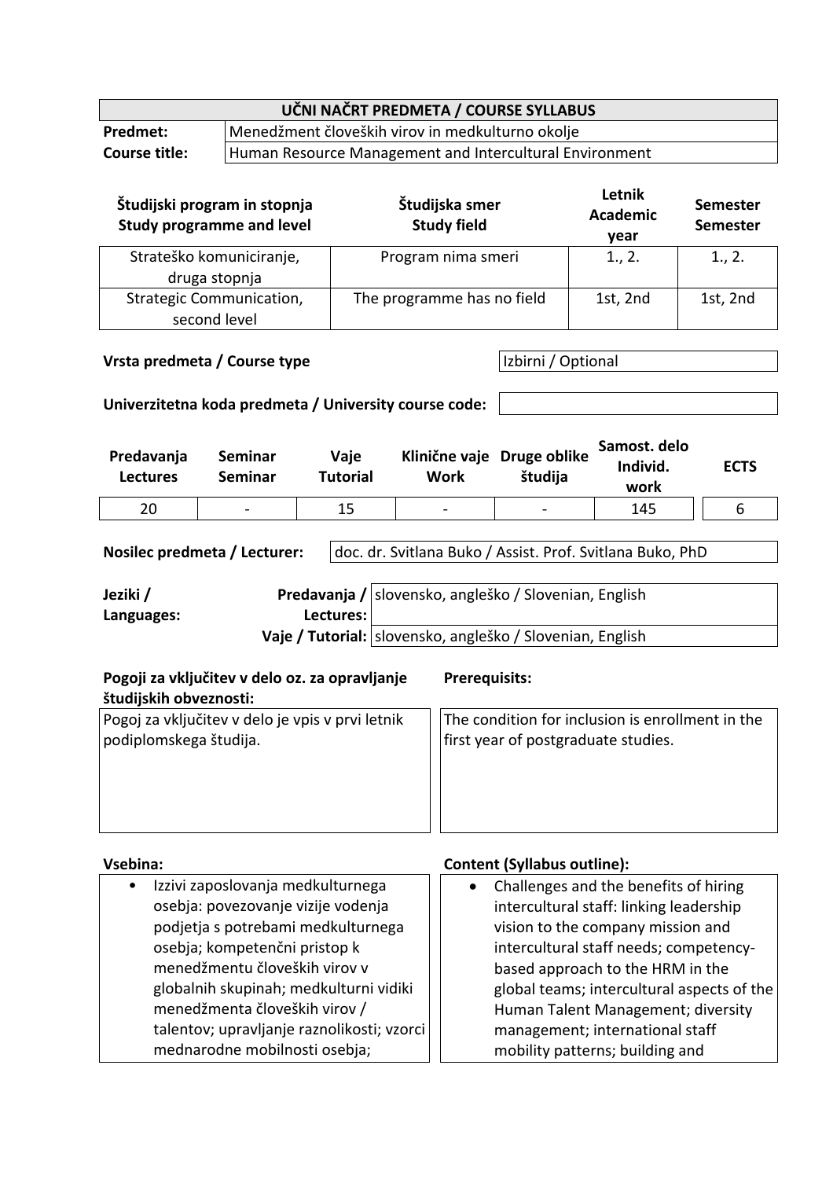# UČNI NAČRT PREDMETA / COURSE SYLLABUS

| | |
|---|---|
| **Predmet:** | Menedžment človeških virov in medkulturno okolje |
| **Course title:** | Human Resource Management and Intercultural Environment |

| Študijski program in stopnja<br>Study programme and level | Študijska smer<br>Study field | Letnik<br>Academic year | Semester<br>Semester |
|---|---|---|---|
| Strateško komuniciranje, druga stopnja | Program nima smeri | 1., 2. | 1., 2. |
| Strategic Communication, second level | The programme has no field | 1st, 2nd | 1st, 2nd |

**Vrsta predmeta / Course type:** Izbirni / Optional

**Univerzitetna koda predmeta / University course code:**

| Predavanja<br>Lectures | Seminar<br>Seminar | Vaje<br>Tutorial | Klinične vaje<br>Work | Druge oblike študija | Samost. delo<br>Individ. work | ECTS |
|---|---|---|---|---|---|---|
| 20 | - | 15 | - | - | 145 | 6 |

**Nosilec predmeta / Lecturer:** doc. dr. Svitlana Buko / Assist. Prof. Svitlana Buko, PhD

| Jeziki / Languages: | |
|---|---|
| **Predavanja / Lectures:** | slovensko, angleško / Slovenian, English |
| **Vaje / Tutorial:** | slovensko, angleško / Slovenian, English |

| Pogoji za vključitev v delo oz. za opravljanje študijskih obveznosti: | Prerequisits: |
|---|---|
| Pogoj za vključitev v delo je vpis v prvi letnik podiplomskega študija. | The condition for inclusion is enrollment in the first year of postgraduate studies. |

| Vsebina: | Content (Syllabus outline): |
|---|---|
| • Izzivi zaposlovanja medkulturnega osebja: povezovanje vizije vodenja podjetja s potrebami medkulturnega osebja; kompetenčni pristop k menedžmentu človeških virov v globalnih skupinah; medkulturni vidiki menedžmenta človeških virov / talentov; upravljanje raznolikosti; vzorci mednarodne mobilnosti osebja; | • Challenges and the benefits of hiring intercultural staff: linking leadership vision to the company mission and intercultural staff needs; competency-based approach to the HRM in the global teams; intercultural aspects of the Human Talent Management; diversity management; international staff mobility patterns; building and |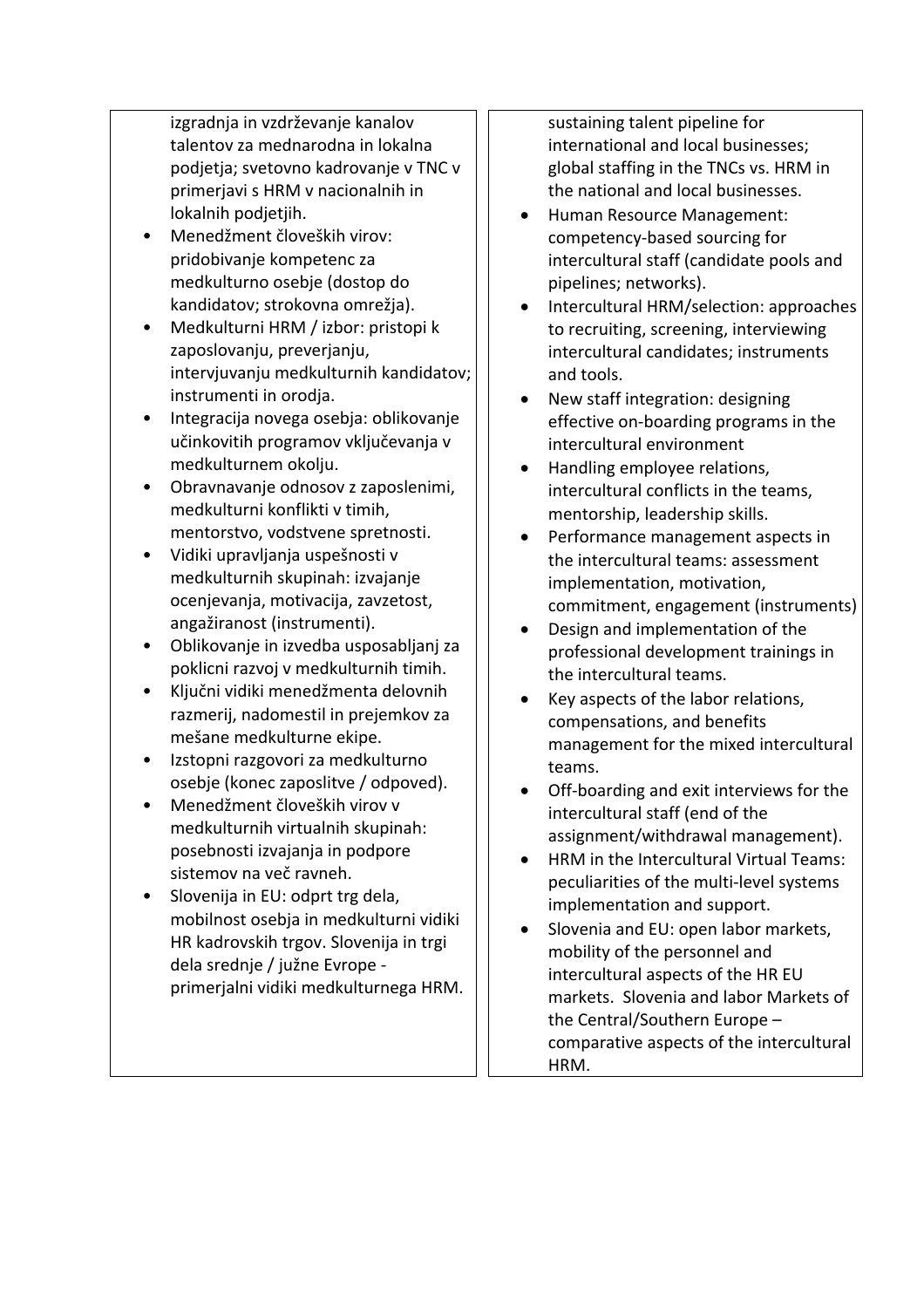| | |
|---|---|
| izgradnja in vzdrževanje kanalov talentov za mednarodna in lokalna podjetja; svetovno kadrovanje v TNC v primerjavi s HRM v nacionalnih in lokalnih podjetjih.<br>• Menedžment človeških virov: pridobivanje kompetenc za medkulturno osebje (dostop do kandidatov; strokovna omrežja).<br>• Medkulturni HRM / izbor: pristopi k zaposlovanju, preverjanju, intervjuvanju medkulturnih kandidatov; instrumenti in orodja.<br>• Integracija novega osebja: oblikovanje učinkovitih programov vključevanja v medkulturnem okolju.<br>• Obravnavanje odnosov z zaposlenimi, medkulturni konflikti v timih, mentorstvo, vodstvene spretnosti.<br>• Vidiki upravljanja uspešnosti v medkulturnih skupinah: izvajanje ocenjevanja, motivacija, zavzetost, angažiranost (instrumenti).<br>• Oblikovanje in izvedba usposabljanj za poklicni razvoj v medkulturnih timih.<br>• Ključni vidiki menedžmenta delovnih razmerij, nadomestil in prejemkov za mešane medkulturne ekipe.<br>• Izstopni razgovori za medkulturno osebje (konec zaposlitve / odpoved).<br>• Menedžment človeških virov v medkulturnih virtualnih skupinah: posebnosti izvajanja in podpore sistemov na več ravneh.<br>• Slovenija in EU: odprt trg dela, mobilnost osebja in medkulturni vidiki HR kadrovskih trgov. Slovenija in trgi dela srednje / južne Evrope - primerjalni vidiki medkulturnega HRM. | sustaining talent pipeline for international and local businesses; global staffing in the TNCs vs. HRM in the national and local businesses.<br>• Human Resource Management: competency-based sourcing for intercultural staff (candidate pools and pipelines; networks).<br>• Intercultural HRM/selection: approaches to recruiting, screening, interviewing intercultural candidates; instruments and tools.<br>• New staff integration: designing effective on-boarding programs in the intercultural environment<br>• Handling employee relations, intercultural conflicts in the teams, mentorship, leadership skills.<br>• Performance management aspects in the intercultural teams: assessment implementation, motivation, commitment, engagement (instruments)<br>• Design and implementation of the professional development trainings in the intercultural teams.<br>• Key aspects of the labor relations, compensations, and benefits management for the mixed intercultural teams.<br>• Off-boarding and exit interviews for the intercultural staff (end of the assignment/withdrawal management).<br>• HRM in the Intercultural Virtual Teams: peculiarities of the multi-level systems implementation and support.<br>• Slovenia and EU: open labor markets, mobility of the personnel and intercultural aspects of the HR EU markets. Slovenia and labor Markets of the Central/Southern Europe – comparative aspects of the intercultural HRM. |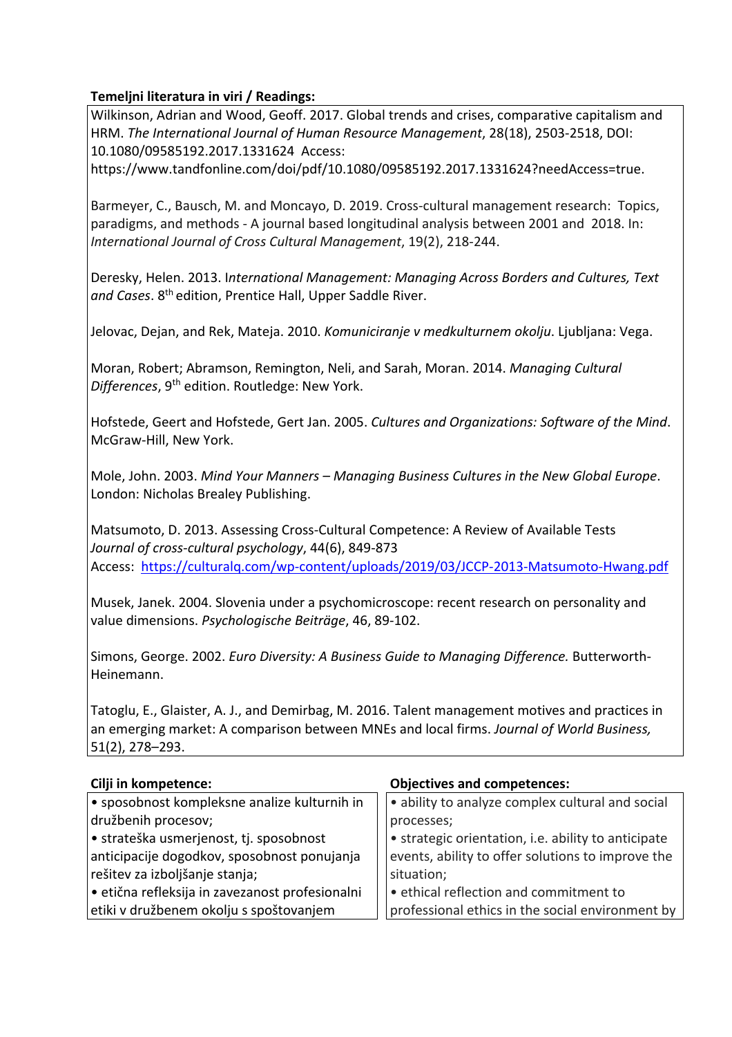**Temeljni literatura in viri / Readings:**

Wilkinson, Adrian and Wood, Geoff. 2017. Global trends and crises, comparative capitalism and HRM. *The International Journal of Human Resource Management*, 28(18), 2503-2518, DOI: 10.1080/09585192.2017.1331624 Access: https://www.tandfonline.com/doi/pdf/10.1080/09585192.2017.1331624?needAccess=true.

Barmeyer, C., Bausch, M. and Moncayo, D. 2019. Cross-cultural management research: Topics, paradigms, and methods - A journal based longitudinal analysis between 2001 and 2018. In: *International Journal of Cross Cultural Management*, 19(2), 218-244.

Deresky, Helen. 2013. I*nternational Management: Managing Across Borders and Cultures, Text and Cases*. 8th edition, Prentice Hall, Upper Saddle River.

Jelovac, Dejan, and Rek, Mateja. 2010. *Komuniciranje v medkulturnem okolju*. Ljubljana: Vega.

Moran, Robert; Abramson, Remington, Neli, and Sarah, Moran. 2014. *Managing Cultural Differences*, 9th edition. Routledge: New York.

Hofstede, Geert and Hofstede, Gert Jan. 2005. *Cultures and Organizations: Software of the Mind*. McGraw-Hill, New York.

Mole, John. 2003. *Mind Your Manners – Managing Business Cultures in the New Global Europe*. London: Nicholas Brealey Publishing.

Matsumoto, D. 2013. Assessing Cross-Cultural Competence: A Review of Available Tests *Journal of cross-cultural psychology*, 44(6), 849-873
Access: https://culturalq.com/wp-content/uploads/2019/03/JCCP-2013-Matsumoto-Hwang.pdf

Musek, Janek. 2004. Slovenia under a psychomicroscope: recent research on personality and value dimensions. *Psychologische Beiträge*, 46, 89-102.

Simons, George. 2002. *Euro Diversity: A Business Guide to Managing Difference.* Butterworth-Heinemann.

Tatoglu, E., Glaister, A. J., and Demirbag, M. 2016. Talent management motives and practices in an emerging market: A comparison between MNEs and local firms. *Journal of World Business,* 51(2), 278–293.

| **Cilji in kompetence:** | **Objectives and competences:** |
|---|---|
| • sposobnost kompleksne analize kulturnih in družbenih procesov;<br>• strateška usmerjenost, tj. sposobnost anticipacije dogodkov, sposobnost ponujanja rešitev za izboljšanje stanja;<br>• etična refleksija in zavezanost profesionalni etiki v družbenem okolju s spoštovanjem | • ability to analyze complex cultural and social processes;<br>• strategic orientation, i.e. ability to anticipate events, ability to offer solutions to improve the situation;<br>• ethical reflection and commitment to professional ethics in the social environment by |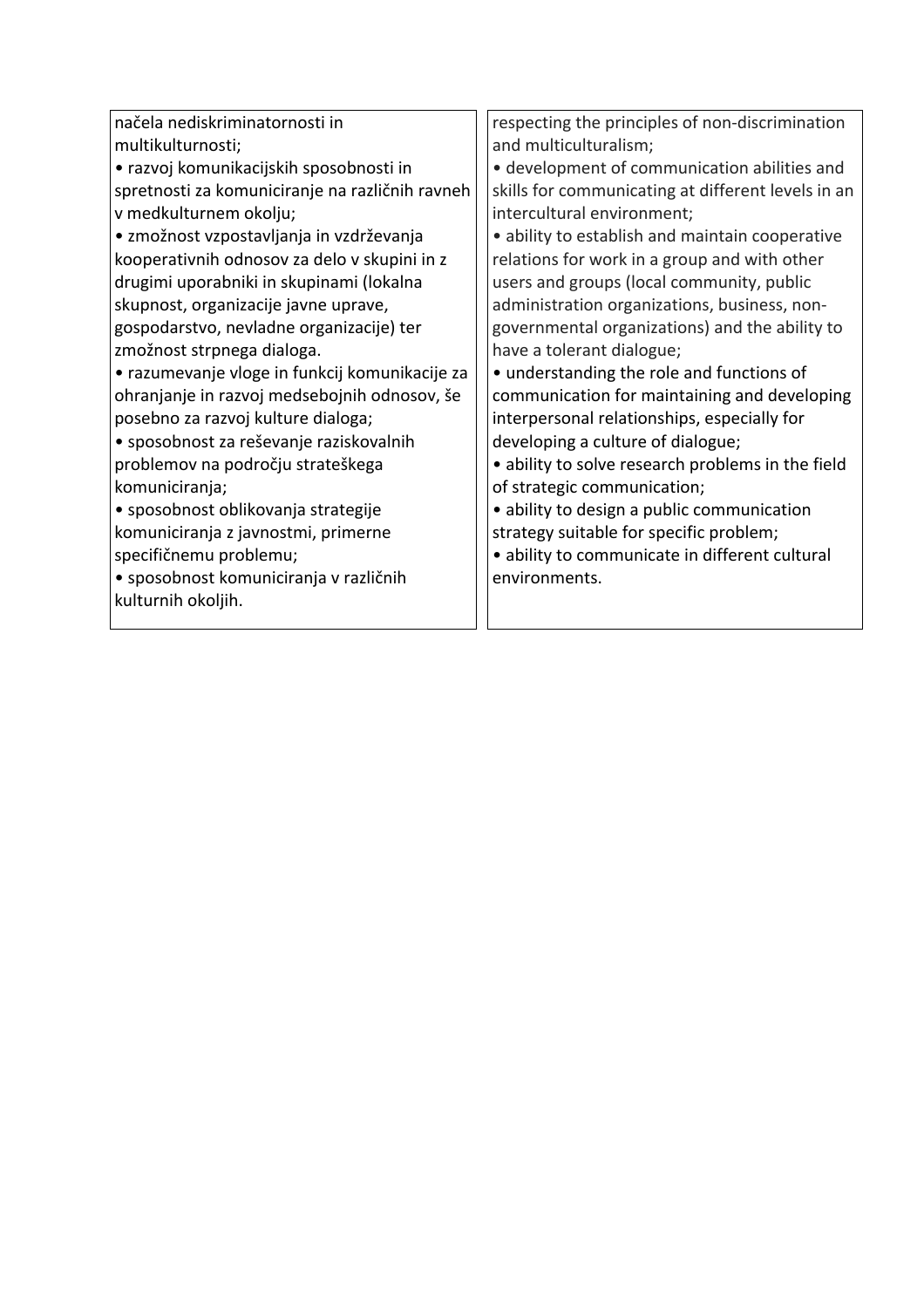| | |
|---|---|
| načela nediskriminatornosti in multikulturnosti;<br>• razvoj komunikacijskih sposobnosti in spretnosti za komuniciranje na različnih ravneh v medkulturnem okolju;<br>• zmožnost vzpostavljanja in vzdrževanja kooperativnih odnosov za delo v skupini in z drugimi uporabniki in skupinami (lokalna skupnost, organizacije javne uprave, gospodarstvo, nevladne organizacije) ter zmožnost strpnega dialoga.<br>• razumevanje vloge in funkcij komunikacije za ohranjanje in razvoj medsebojnih odnosov, še posebno za razvoj kulture dialoga;<br>• sposobnost za reševanje raziskovalnih problemov na področju strateškega komuniciranja;<br>• sposobnost oblikovanja strategije komuniciranja z javnostmi, primerne specifičnemu problemu;<br>• sposobnost komuniciranja v različnih kulturnih okoljih. | respecting the principles of non-discrimination and multiculturalism;<br>• development of communication abilities and skills for communicating at different levels in an intercultural environment;<br>• ability to establish and maintain cooperative relations for work in a group and with other users and groups (local community, public administration organizations, business, non-governmental organizations) and the ability to have a tolerant dialogue;<br>• understanding the role and functions of communication for maintaining and developing interpersonal relationships, especially for developing a culture of dialogue;<br>• ability to solve research problems in the field of strategic communication;<br>• ability to design a public communication strategy suitable for specific problem;<br>• ability to communicate in different cultural environments. |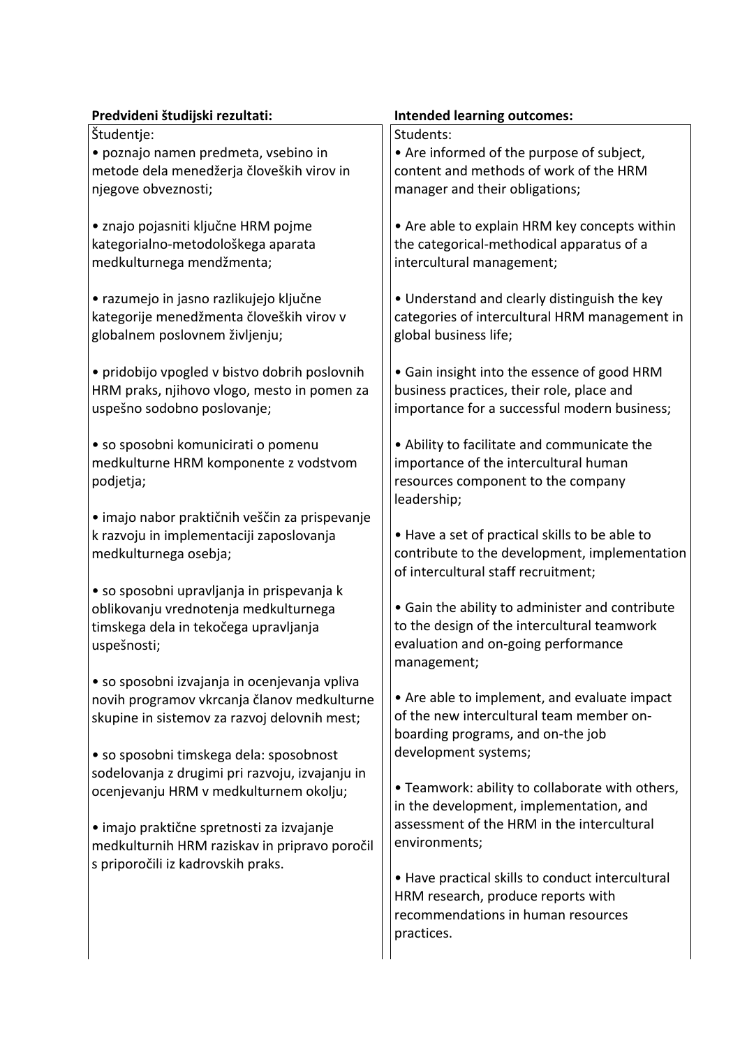| Predvideni študijski rezultati: | Intended learning outcomes: |
| --- | --- |
| Študentje:<br>• poznajo namen predmeta, vsebino in metode dela menedžerja človeških virov in njegove obveznosti;<br><br>• znajo pojasniti ključne HRM pojme kategorialno-metodološkega aparata medkulturnega mendžmenta;<br><br>• razumejo in jasno razlikujejo ključne kategorije menedžmenta človeških virov v globalnem poslovnem življenju;<br><br>• pridobijo vpogled v bistvo dobrih poslovnih HRM praks, njihovo vlogo, mesto in pomen za uspešno sodobno poslovanje;<br><br>• so sposobni komunicirati o pomenu medkulturne HRM komponente z vodstvom podjetja;<br><br>• imajo nabor praktičnih veščin za prispevanje k razvoju in implementaciji zaposlovanja medkulturnega osebja;<br><br>• so sposobni upravljanja in prispevanja k oblikovanju vrednotenja medkulturnega timskega dela in tekočega upravljanja uspešnosti;<br><br>• so sposobni izvajanja in ocenjevanja vpliva novih programov vkrcanja članov medkulturne skupine in sistemov za razvoj delovnih mest;<br><br>• so sposobni timskega dela: sposobnost sodelovanja z drugimi pri razvoju, izvajanju in ocenjevanju HRM v medkulturnem okolju;<br><br>• imajo praktične spretnosti za izvajanje medkulturnih HRM raziskav in pripravo poročil s priporočili iz kadrovskih praks. | Students:<br>• Are informed of the purpose of subject, content and methods of work of the HRM manager and their obligations;<br><br>• Are able to explain HRM key concepts within the categorical-methodical apparatus of a intercultural management;<br><br>• Understand and clearly distinguish the key categories of intercultural HRM management in global business life;<br><br>• Gain insight into the essence of good HRM business practices, their role, place and importance for a successful modern business;<br><br>• Ability to facilitate and communicate the importance of the intercultural human resources component to the company leadership;<br><br>• Have a set of practical skills to be able to contribute to the development, implementation of intercultural staff recruitment;<br><br>• Gain the ability to administer and contribute to the design of the intercultural teamwork evaluation and on-going performance management;<br><br>• Are able to implement, and evaluate impact of the new intercultural team member on-boarding programs, and on-the job development systems;<br><br>• Teamwork: ability to collaborate with others, in the development, implementation, and assessment of the HRM in the intercultural environments;<br><br>• Have practical skills to conduct intercultural HRM research, produce reports with recommendations in human resources practices. |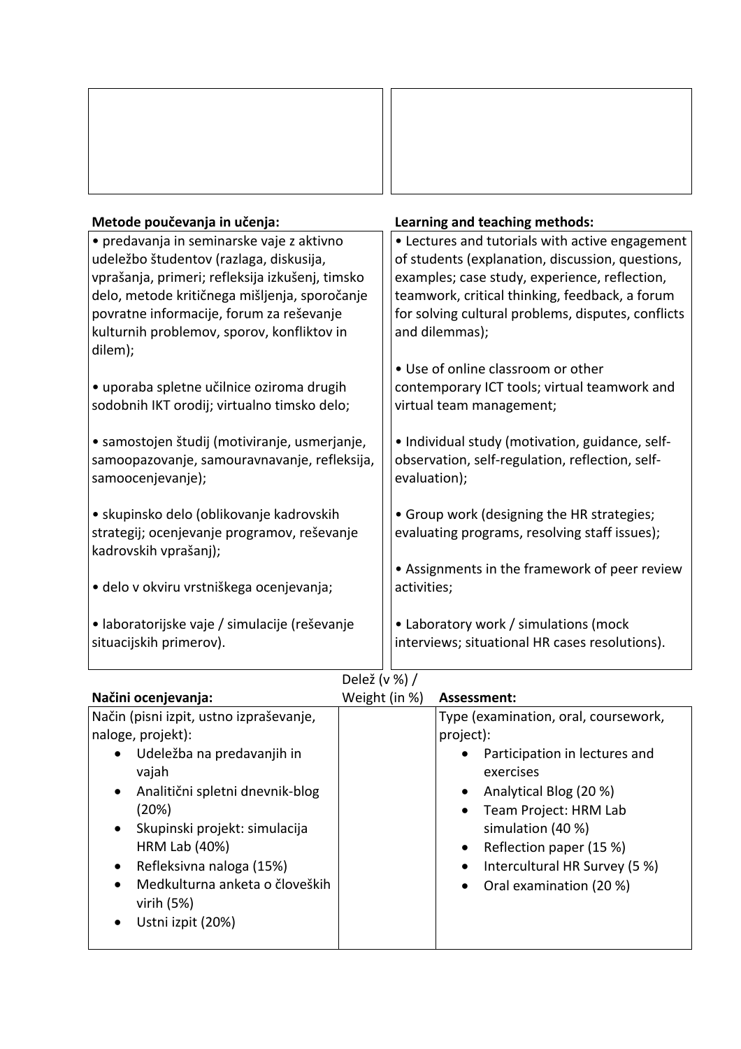| | |
|---|---|
| | |

| Metode poučevanja in učenja: | Learning and teaching methods: |
|---|---|
| • predavanja in seminarske vaje z aktivno udeležbo študentov (razlaga, diskusija, vprašanja, primeri; refleksija izkušenj, timsko delo, metode kritičnega mišljenja, sporočanje povratne informacije, forum za reševanje kulturnih problemov, sporov, konfliktov in dilem);<br><br>• uporaba spletne učilnice oziroma drugih sodobnih IKT orodij; virtualno timsko delo;<br><br>• samostojen študij (motiviranje, usmerjanje, samoopazovanje, samouravnavanje, refleksija, samoocenjevanje);<br><br>• skupinsko delo (oblikovanje kadrovskih strategij; ocenjevanje programov, reševanje kadrovskih vprašanj);<br><br>• delo v okviru vrstniškega ocenjevanja;<br><br>• laboratorijske vaje / simulacije (reševanje situacijskih primerov). | • Lectures and tutorials with active engagement of students (explanation, discussion, questions, examples; case study, experience, reflection, teamwork, critical thinking, feedback, a forum for solving cultural problems, disputes, conflicts and dilemmas);<br><br>• Use of online classroom or other contemporary ICT tools; virtual teamwork and virtual team management;<br><br>• Individual study (motivation, guidance, self-observation, self-regulation, reflection, self-evaluation);<br><br>• Group work (designing the HR strategies; evaluating programs, resolving staff issues);<br><br>• Assignments in the framework of peer review activities;<br><br>• Laboratory work / simulations (mock interviews; situational HR cases resolutions). |

| Načini ocenjevanja: | Delež (v %) / Weight (in %) | Assessment: |
|---|---|---|
| Način (pisni izpit, ustno izpraševanje, naloge, projekt):<br>• Udeležba na predavanjih in vajah<br>• Analitični spletni dnevnik-blog (20%)<br>• Skupinski projekt: simulacija HRM Lab (40%)<br>• Refleksivna naloga (15%)<br>• Medkulturna anketa o človeških virih (5%)<br>• Ustni izpit (20%) | | Type (examination, oral, coursework, project):<br>• Participation in lectures and exercises<br>• Analytical Blog (20 %)<br>• Team Project: HRM Lab simulation (40 %)<br>• Reflection paper (15 %)<br>• Intercultural HR Survey (5 %)<br>• Oral examination (20 %) |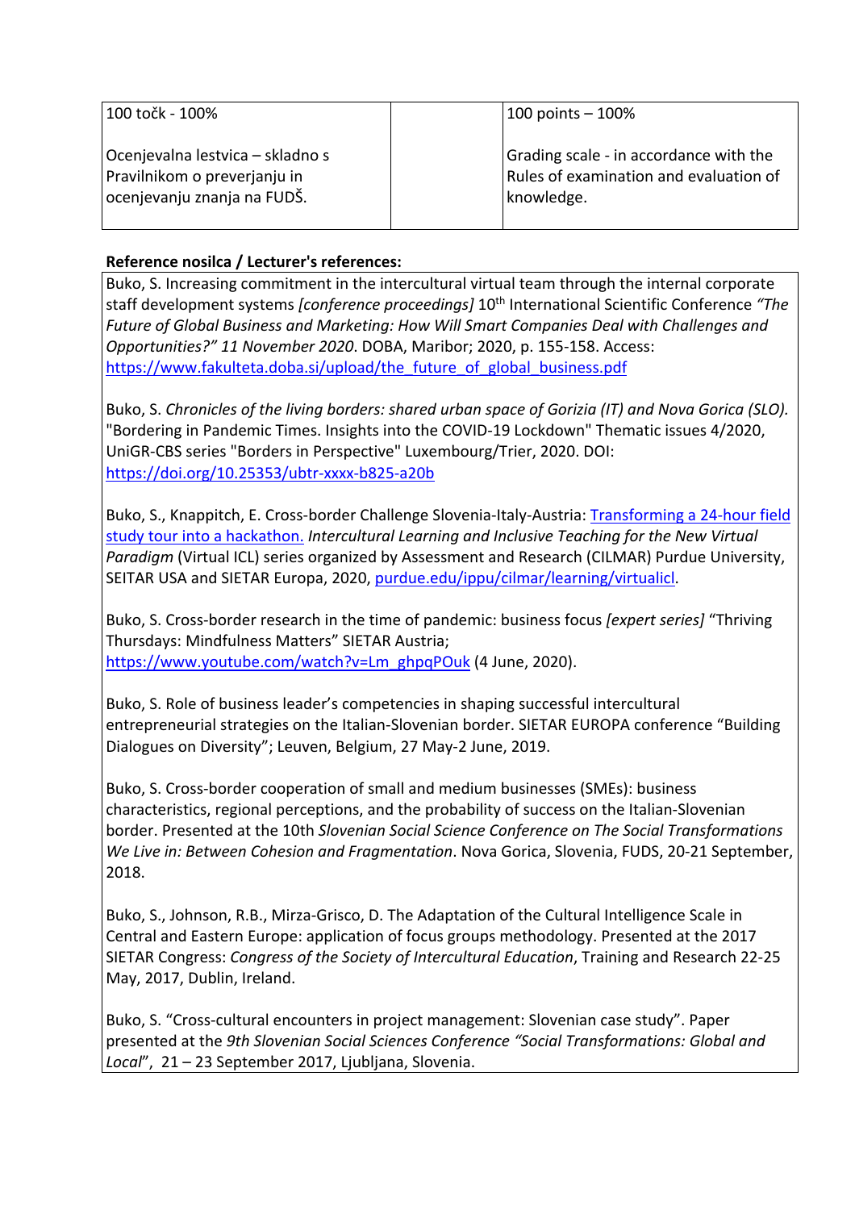| 100 točk - 100%<br><br>Ocenjevalna lestvica – skladno s Pravilnikom o preverjanju in ocenjevanju znanja na FUDŠ. | | 100 points – 100%<br><br>Grading scale - in accordance with the Rules of examination and evaluation of knowledge. |
|---|---|---|

**Reference nosilca / Lecturer's references:**

Buko, S. Increasing commitment in the intercultural virtual team through the internal corporate staff development systems *[conference proceedings]* 10th International Scientific Conference *"The Future of Global Business and Marketing: How Will Smart Companies Deal with Challenges and Opportunities?" 11 November 2020*. DOBA, Maribor; 2020, p. 155-158. Access: https://www.fakulteta.doba.si/upload/the_future_of_global_business.pdf

Buko, S. *Chronicles of the living borders: shared urban space of Gorizia (IT) and Nova Gorica (SLO).* "Bordering in Pandemic Times. Insights into the COVID-19 Lockdown" Thematic issues 4/2020, UniGR-CBS series "Borders in Perspective" Luxembourg/Trier, 2020. DOI: https://doi.org/10.25353/ubtr-xxxx-b825-a20b

Buko, S., Knappitch, E. Cross-border Challenge Slovenia-Italy-Austria: Transforming a 24-hour field study tour into a hackathon. *Intercultural Learning and Inclusive Teaching for the New Virtual Paradigm* (Virtual ICL) series organized by Assessment and Research (CILMAR) Purdue University, SEITAR USA and SIETAR Europa, 2020, purdue.edu/ippu/cilmar/learning/virtualicl.

Buko, S. Cross-border research in the time of pandemic: business focus *[expert series]* "Thriving Thursdays: Mindfulness Matters" SIETAR Austria; https://www.youtube.com/watch?v=Lm_ghpqPOuk (4 June, 2020).

Buko, S. Role of business leader's competencies in shaping successful intercultural entrepreneurial strategies on the Italian-Slovenian border. SIETAR EUROPA conference "Building Dialogues on Diversity"; Leuven, Belgium, 27 May-2 June, 2019.

Buko, S. Cross-border cooperation of small and medium businesses (SMEs): business characteristics, regional perceptions, and the probability of success on the Italian-Slovenian border. Presented at the 10th *Slovenian Social Science Conference on The Social Transformations We Live in: Between Cohesion and Fragmentation*. Nova Gorica, Slovenia, FUDS, 20-21 September, 2018.

Buko, S., Johnson, R.B., Mirza-Grisco, D. The Adaptation of the Cultural Intelligence Scale in Central and Eastern Europe: application of focus groups methodology. Presented at the 2017 SIETAR Congress: *Congress of the Society of Intercultural Education*, Training and Research 22-25 May, 2017, Dublin, Ireland.

Buko, S. "Cross-cultural encounters in project management: Slovenian case study". Paper presented at the *9th Slovenian Social Sciences Conference "Social Transformations: Global and Local*", 21 – 23 September 2017, Ljubljana, Slovenia.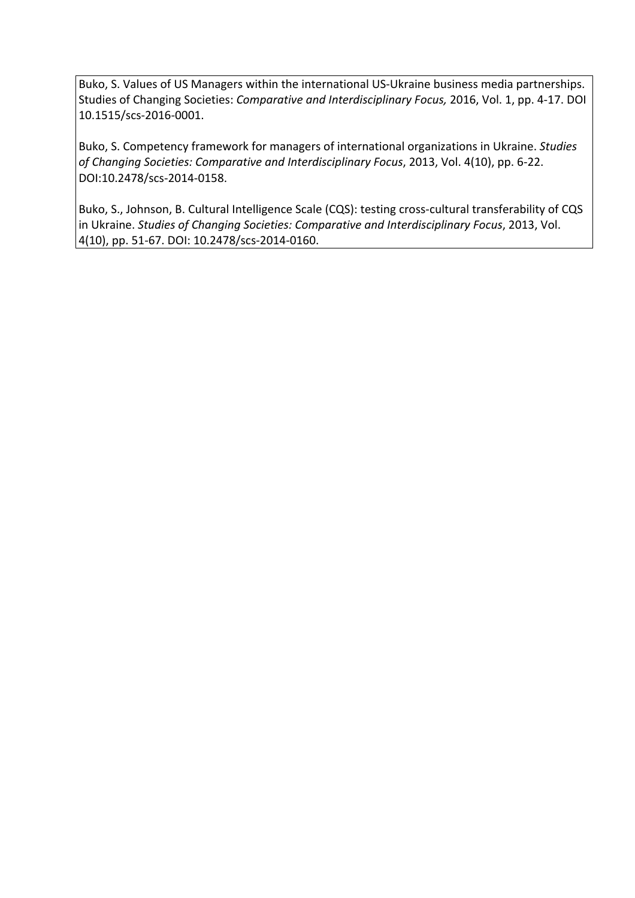Buko, S. Values of US Managers within the international US-Ukraine business media partnerships. Studies of Changing Societies: *Comparative and Interdisciplinary Focus,* 2016, Vol. 1, pp. 4-17. DOI 10.1515/scs-2016-0001.

Buko, S. Competency framework for managers of international organizations in Ukraine. *Studies of Changing Societies: Comparative and Interdisciplinary Focus*, 2013, Vol. 4(10), pp. 6-22. DOI:10.2478/scs-2014-0158.

Buko, S., Johnson, B. Cultural Intelligence Scale (CQS): testing cross-cultural transferability of CQS in Ukraine. *Studies of Changing Societies: Comparative and Interdisciplinary Focus*, 2013, Vol. 4(10), pp. 51-67. DOI: 10.2478/scs-2014-0160.